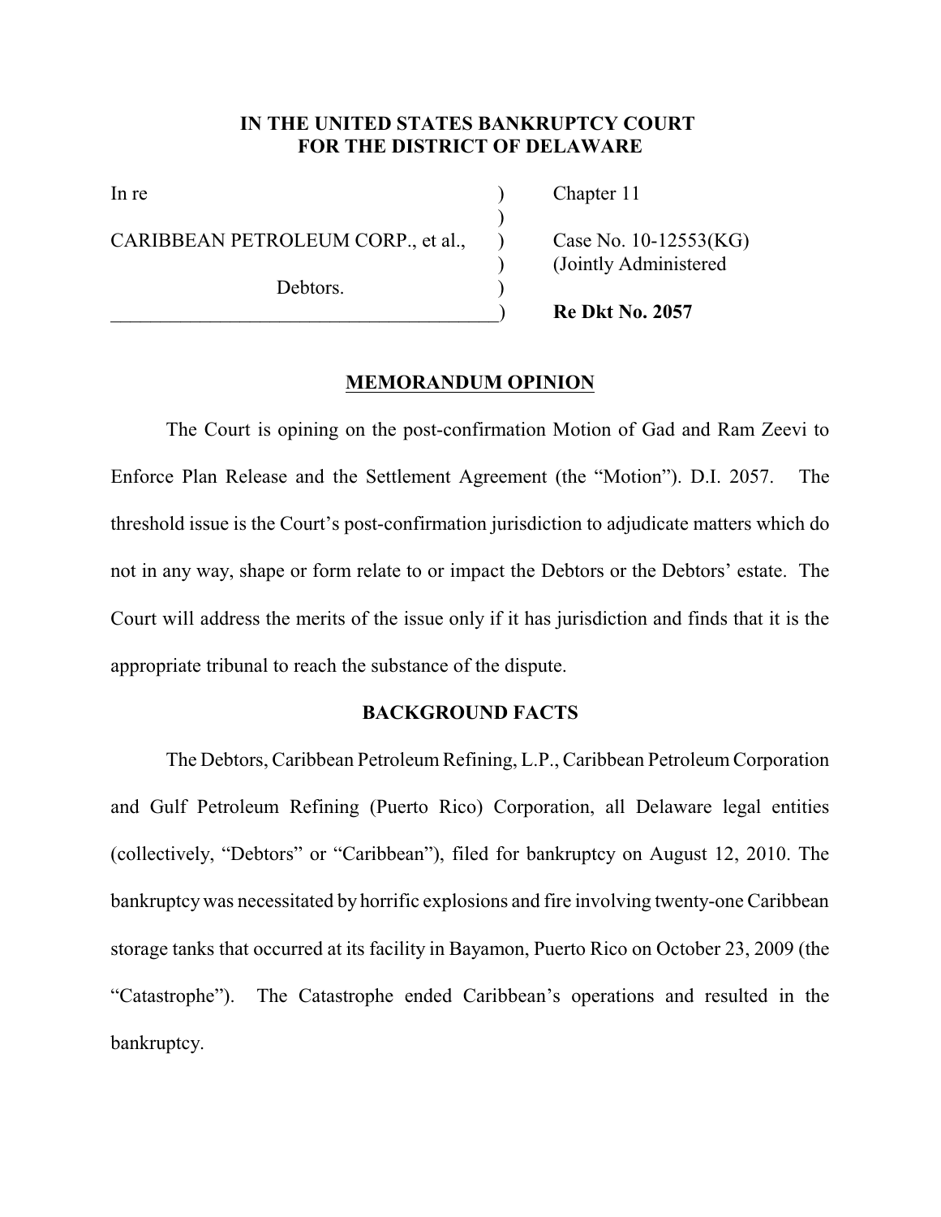**IN THE UNITED STATES BANKRUPTCY COURT**
**FOR THE DISTRICT OF DELAWARE**

| | | |
|---|---|---|
| In re | ) | Chapter 11 |
| | ) | |
| CARIBBEAN PETROLEUM CORP., et al., | ) | Case No. 10-12553(KG) |
| | ) | (Jointly Administered |
| Debtors. | ) | |
| | ) | **Re Dkt No. 2057** |

**MEMORANDUM OPINION**

The Court is opining on the post-confirmation Motion of Gad and Ram Zeevi to Enforce Plan Release and the Settlement Agreement (the "Motion"). D.I. 2057. The threshold issue is the Court's post-confirmation jurisdiction to adjudicate matters which do not in any way, shape or form relate to or impact the Debtors or the Debtors' estate. The Court will address the merits of the issue only if it has jurisdiction and finds that it is the appropriate tribunal to reach the substance of the dispute.

**BACKGROUND FACTS**

The Debtors, Caribbean Petroleum Refining, L.P., Caribbean Petroleum Corporation and Gulf Petroleum Refining (Puerto Rico) Corporation, all Delaware legal entities (collectively, "Debtors" or "Caribbean"), filed for bankruptcy on August 12, 2010. The bankruptcy was necessitated by horrific explosions and fire involving twenty-one Caribbean storage tanks that occurred at its facility in Bayamon, Puerto Rico on October 23, 2009 (the "Catastrophe"). The Catastrophe ended Caribbean's operations and resulted in the bankruptcy.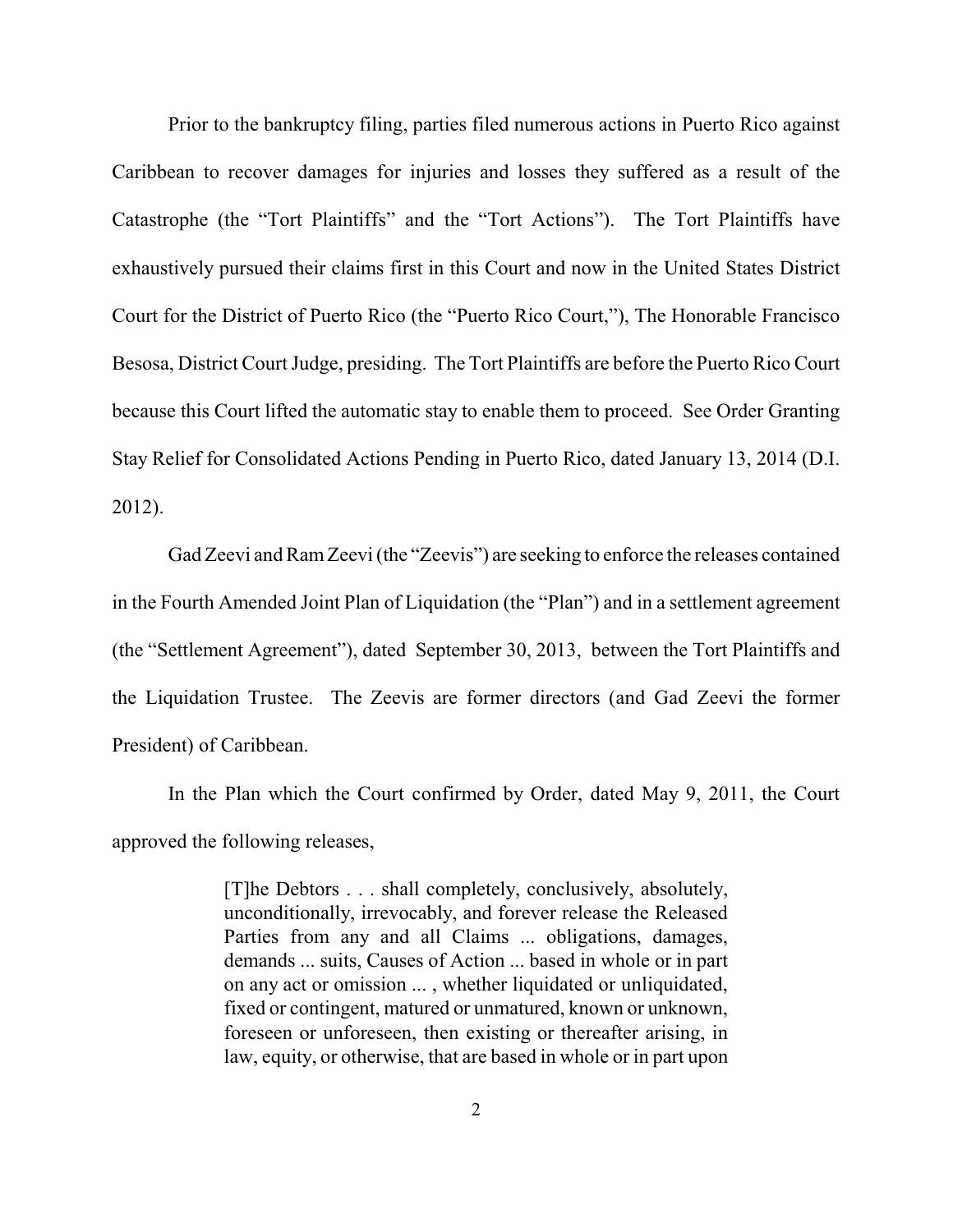Prior to the bankruptcy filing, parties filed numerous actions in Puerto Rico against Caribbean to recover damages for injuries and losses they suffered as a result of the Catastrophe (the "Tort Plaintiffs" and the "Tort Actions"). The Tort Plaintiffs have exhaustively pursued their claims first in this Court and now in the United States District Court for the District of Puerto Rico (the "Puerto Rico Court,"), The Honorable Francisco Besosa, District Court Judge, presiding. The Tort Plaintiffs are before the Puerto Rico Court because this Court lifted the automatic stay to enable them to proceed. See Order Granting Stay Relief for Consolidated Actions Pending in Puerto Rico, dated January 13, 2014 (D.I. 2012).

Gad Zeevi and Ram Zeevi (the "Zeevis") are seeking to enforce the releases contained in the Fourth Amended Joint Plan of Liquidation (the "Plan") and in a settlement agreement (the "Settlement Agreement"), dated September 30, 2013, between the Tort Plaintiffs and the Liquidation Trustee. The Zeevis are former directors (and Gad Zeevi the former President) of Caribbean.

In the Plan which the Court confirmed by Order, dated May 9, 2011, the Court approved the following releases,

> [T]he Debtors . . . shall completely, conclusively, absolutely, unconditionally, irrevocably, and forever release the Released Parties from any and all Claims ... obligations, damages, demands ... suits, Causes of Action ... based in whole or in part on any act or omission ... , whether liquidated or unliquidated, fixed or contingent, matured or unmatured, known or unknown, foreseen or unforeseen, then existing or thereafter arising, in law, equity, or otherwise, that are based in whole or in part upon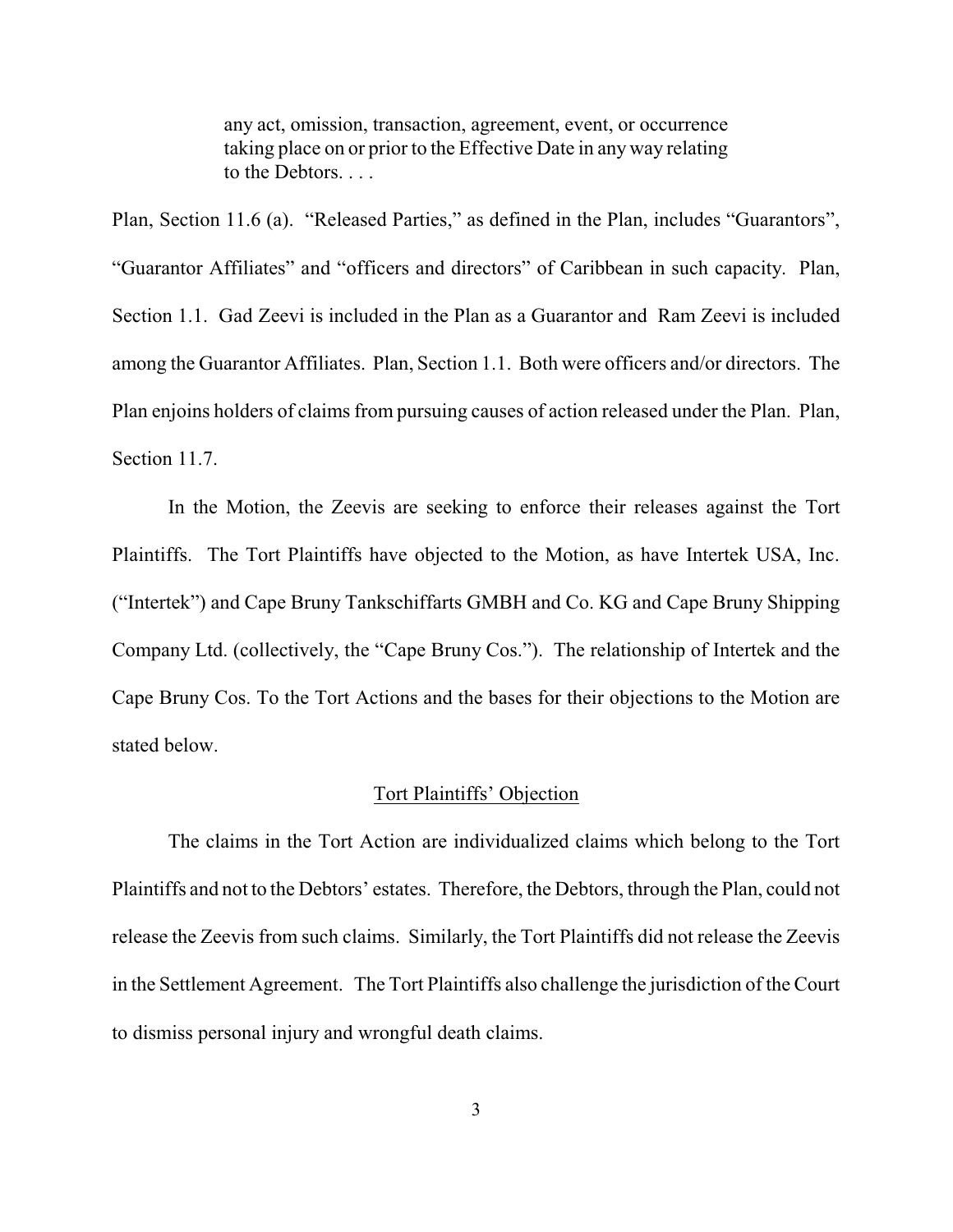> any act, omission, transaction, agreement, event, or occurrence taking place on or prior to the Effective Date in any way relating to the Debtors. . . .

Plan, Section 11.6 (a). "Released Parties," as defined in the Plan, includes "Guarantors", "Guarantor Affiliates" and "officers and directors" of Caribbean in such capacity. Plan, Section 1.1. Gad Zeevi is included in the Plan as a Guarantor and Ram Zeevi is included among the Guarantor Affiliates. Plan, Section 1.1. Both were officers and/or directors. The Plan enjoins holders of claims from pursuing causes of action released under the Plan. Plan, Section 11.7.

In the Motion, the Zeevis are seeking to enforce their releases against the Tort Plaintiffs. The Tort Plaintiffs have objected to the Motion, as have Intertek USA, Inc. ("Intertek") and Cape Bruny Tankschiffarts GMBH and Co. KG and Cape Bruny Shipping Company Ltd. (collectively, the "Cape Bruny Cos."). The relationship of Intertek and the Cape Bruny Cos. To the Tort Actions and the bases for their objections to the Motion are stated below.

<u>Tort Plaintiffs' Objection</u>

The claims in the Tort Action are individualized claims which belong to the Tort Plaintiffs and not to the Debtors' estates. Therefore, the Debtors, through the Plan, could not release the Zeevis from such claims. Similarly, the Tort Plaintiffs did not release the Zeevis in the Settlement Agreement. The Tort Plaintiffs also challenge the jurisdiction of the Court to dismiss personal injury and wrongful death claims.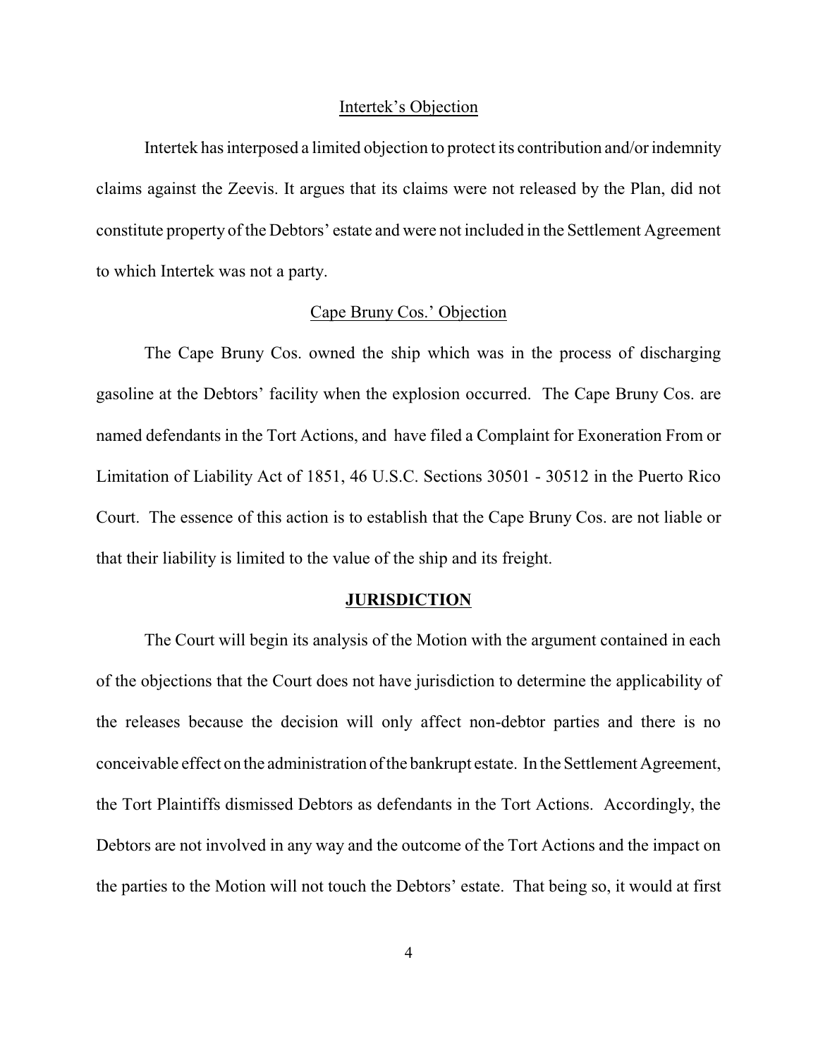<u>Intertek's Objection</u>

Intertek has interposed a limited objection to protect its contribution and/or indemnity claims against the Zeevis. It argues that its claims were not released by the Plan, did not constitute property of the Debtors' estate and were not included in the Settlement Agreement to which Intertek was not a party.

<u>Cape Bruny Cos.' Objection</u>

The Cape Bruny Cos. owned the ship which was in the process of discharging gasoline at the Debtors' facility when the explosion occurred. The Cape Bruny Cos. are named defendants in the Tort Actions, and have filed a Complaint for Exoneration From or Limitation of Liability Act of 1851, 46 U.S.C. Sections 30501 - 30512 in the Puerto Rico Court. The essence of this action is to establish that the Cape Bruny Cos. are not liable or that their liability is limited to the value of the ship and its freight.

## **JURISDICTION**

The Court will begin its analysis of the Motion with the argument contained in each of the objections that the Court does not have jurisdiction to determine the applicability of the releases because the decision will only affect non-debtor parties and there is no conceivable effect on the administration of the bankrupt estate. In the Settlement Agreement, the Tort Plaintiffs dismissed Debtors as defendants in the Tort Actions. Accordingly, the Debtors are not involved in any way and the outcome of the Tort Actions and the impact on the parties to the Motion will not touch the Debtors' estate. That being so, it would at first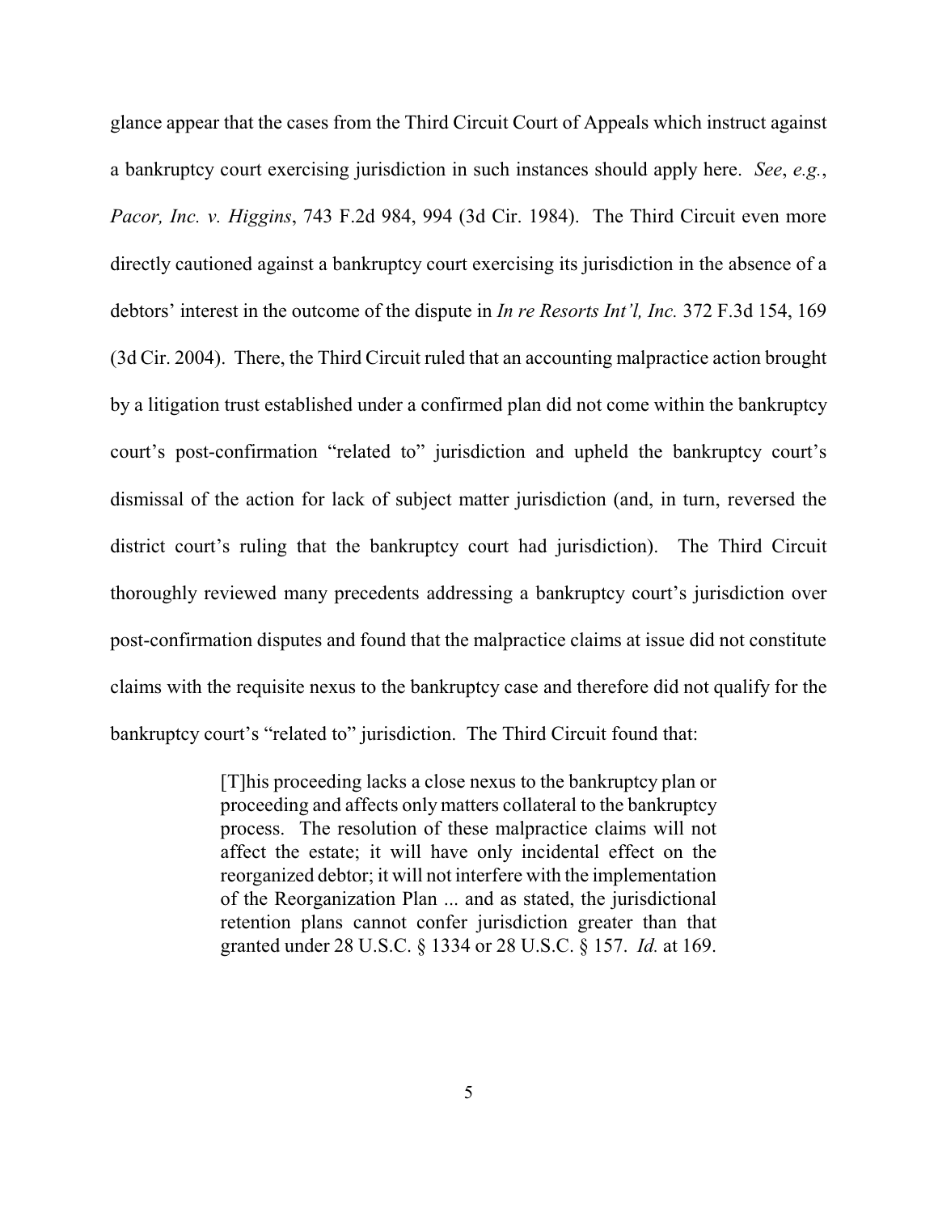glance appear that the cases from the Third Circuit Court of Appeals which instruct against a bankruptcy court exercising jurisdiction in such instances should apply here. *See*, *e.g.*, *Pacor, Inc. v. Higgins*, 743 F.2d 984, 994 (3d Cir. 1984). The Third Circuit even more directly cautioned against a bankruptcy court exercising its jurisdiction in the absence of a debtors' interest in the outcome of the dispute in *In re Resorts Int'l, Inc.* 372 F.3d 154, 169 (3d Cir. 2004). There, the Third Circuit ruled that an accounting malpractice action brought by a litigation trust established under a confirmed plan did not come within the bankruptcy court's post-confirmation "related to" jurisdiction and upheld the bankruptcy court's dismissal of the action for lack of subject matter jurisdiction (and, in turn, reversed the district court's ruling that the bankruptcy court had jurisdiction). The Third Circuit thoroughly reviewed many precedents addressing a bankruptcy court's jurisdiction over post-confirmation disputes and found that the malpractice claims at issue did not constitute claims with the requisite nexus to the bankruptcy case and therefore did not qualify for the bankruptcy court's "related to" jurisdiction. The Third Circuit found that:

> [T]his proceeding lacks a close nexus to the bankruptcy plan or proceeding and affects only matters collateral to the bankruptcy process. The resolution of these malpractice claims will not affect the estate; it will have only incidental effect on the reorganized debtor; it will not interfere with the implementation of the Reorganization Plan ... and as stated, the jurisdictional retention plans cannot confer jurisdiction greater than that granted under 28 U.S.C. § 1334 or 28 U.S.C. § 157. *Id.* at 169.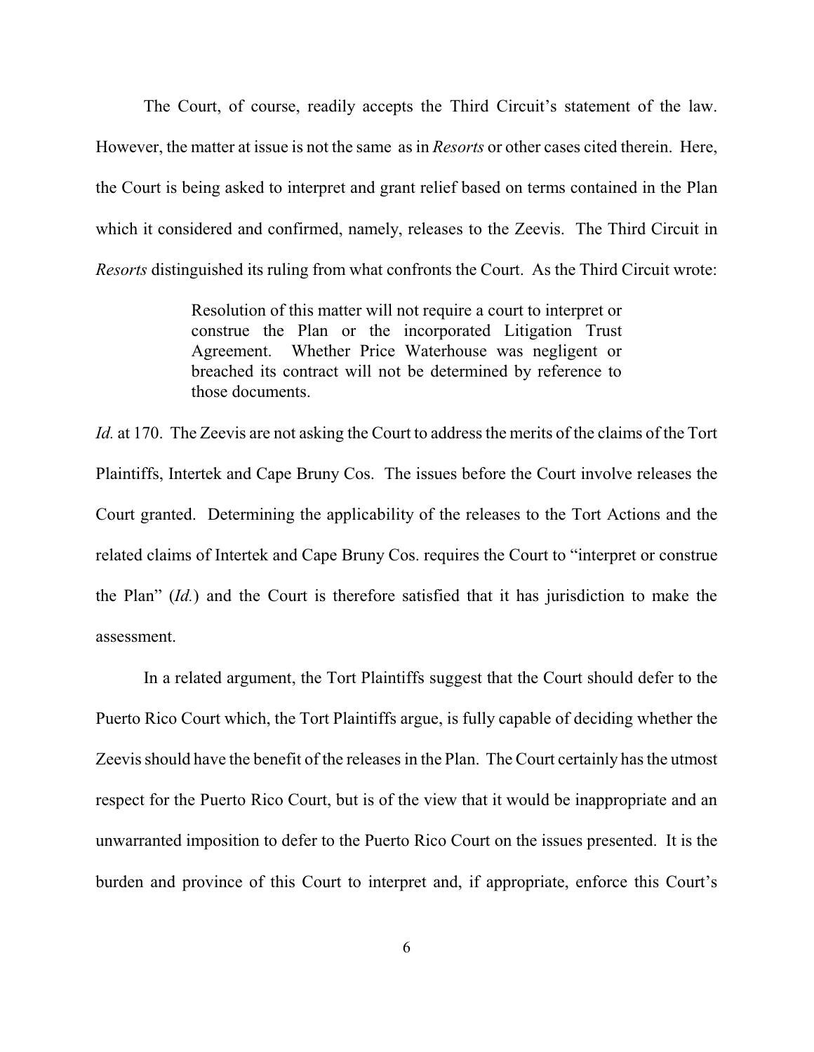The Court, of course, readily accepts the Third Circuit's statement of the law. However, the matter at issue is not the same as in *Resorts* or other cases cited therein. Here, the Court is being asked to interpret and grant relief based on terms contained in the Plan which it considered and confirmed, namely, releases to the Zeevis. The Third Circuit in *Resorts* distinguished its ruling from what confronts the Court. As the Third Circuit wrote:

> Resolution of this matter will not require a court to interpret or construe the Plan or the incorporated Litigation Trust Agreement. Whether Price Waterhouse was negligent or breached its contract will not be determined by reference to those documents.

*Id.* at 170. The Zeevis are not asking the Court to address the merits of the claims of the Tort Plaintiffs, Intertek and Cape Bruny Cos. The issues before the Court involve releases the Court granted. Determining the applicability of the releases to the Tort Actions and the related claims of Intertek and Cape Bruny Cos. requires the Court to "interpret or construe the Plan" (*Id.*) and the Court is therefore satisfied that it has jurisdiction to make the assessment.

In a related argument, the Tort Plaintiffs suggest that the Court should defer to the Puerto Rico Court which, the Tort Plaintiffs argue, is fully capable of deciding whether the Zeevis should have the benefit of the releases in the Plan. The Court certainly has the utmost respect for the Puerto Rico Court, but is of the view that it would be inappropriate and an unwarranted imposition to defer to the Puerto Rico Court on the issues presented. It is the burden and province of this Court to interpret and, if appropriate, enforce this Court's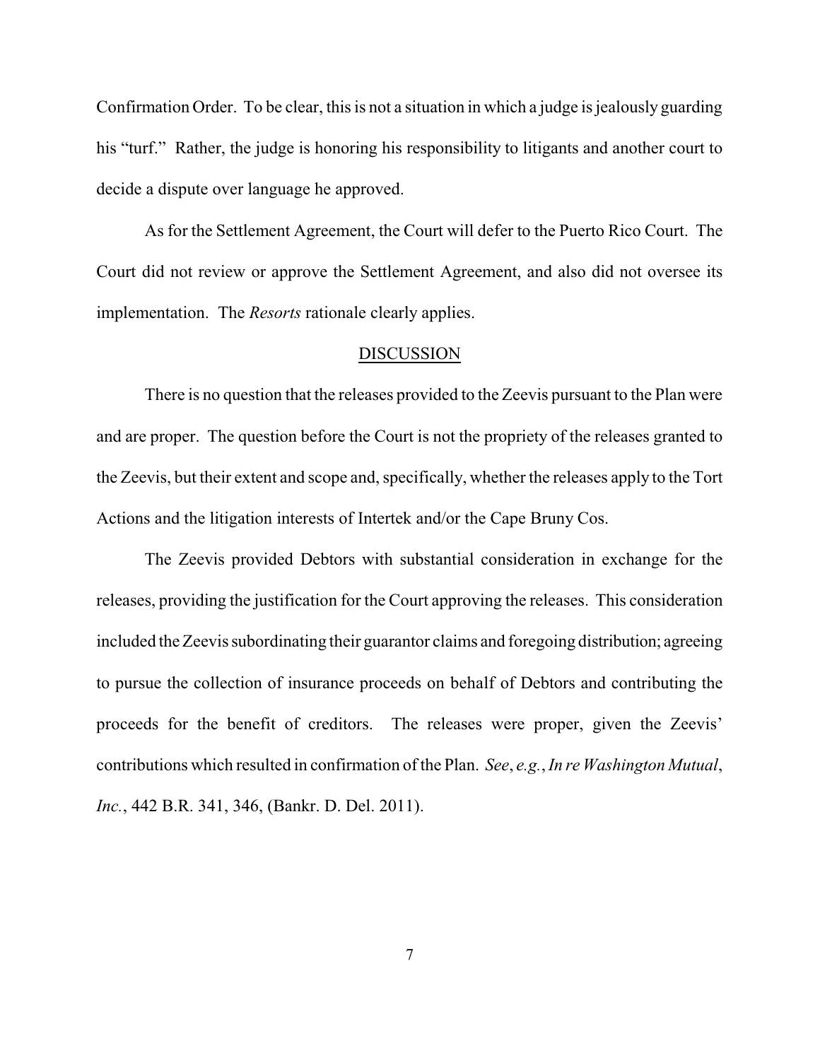Confirmation Order. To be clear, this is not a situation in which a judge is jealously guarding his "turf." Rather, the judge is honoring his responsibility to litigants and another court to decide a dispute over language he approved.

As for the Settlement Agreement, the Court will defer to the Puerto Rico Court. The Court did not review or approve the Settlement Agreement, and also did not oversee its implementation. The *Resorts* rationale clearly applies.

## DISCUSSION

There is no question that the releases provided to the Zeevis pursuant to the Plan were and are proper. The question before the Court is not the propriety of the releases granted to the Zeevis, but their extent and scope and, specifically, whether the releases apply to the Tort Actions and the litigation interests of Intertek and/or the Cape Bruny Cos.

The Zeevis provided Debtors with substantial consideration in exchange for the releases, providing the justification for the Court approving the releases. This consideration included the Zeevis subordinating their guarantor claims and foregoing distribution; agreeing to pursue the collection of insurance proceeds on behalf of Debtors and contributing the proceeds for the benefit of creditors. The releases were proper, given the Zeevis' contributions which resulted in confirmation of the Plan. *See*, *e.g.*, *In re Washington Mutual*, *Inc.*, 442 B.R. 341, 346, (Bankr. D. Del. 2011).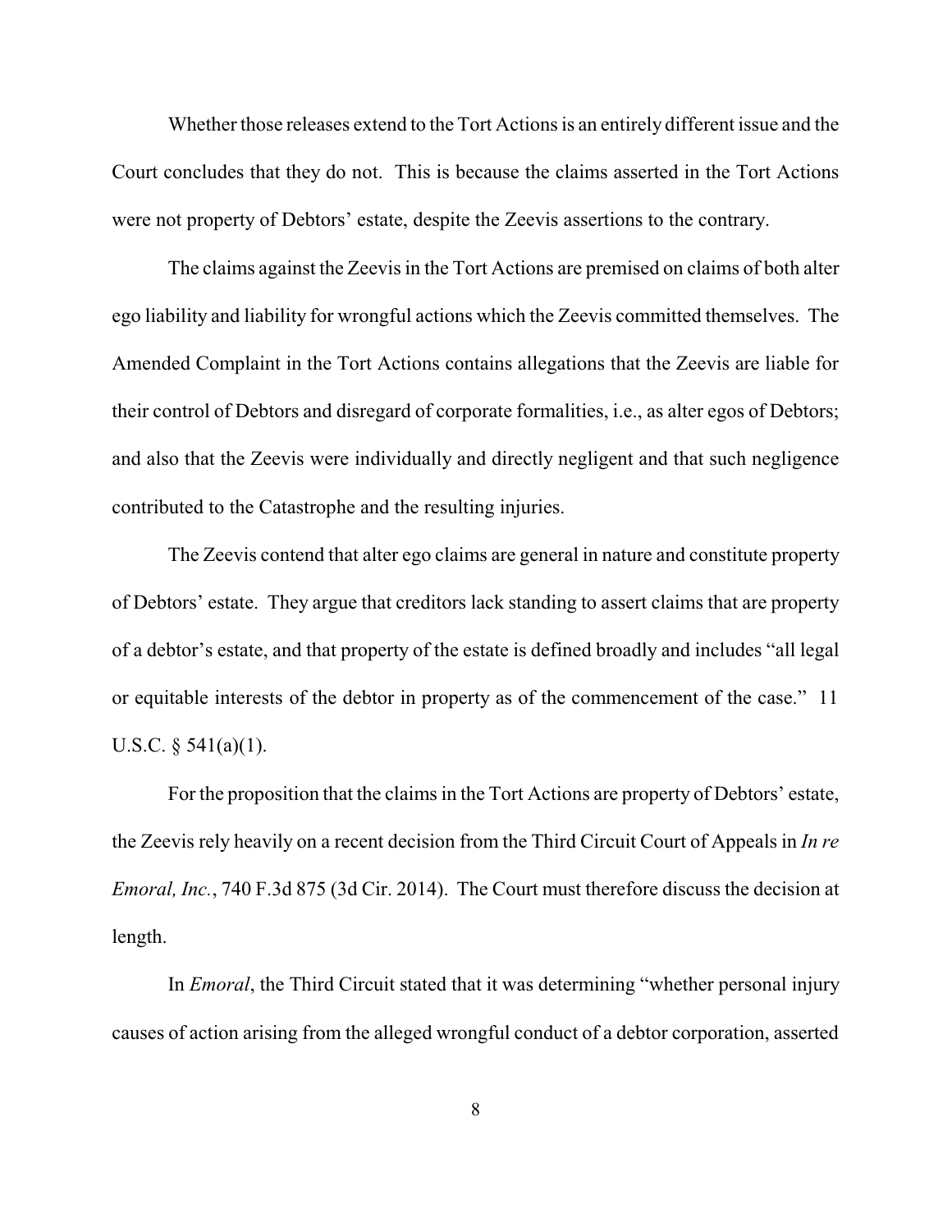Whether those releases extend to the Tort Actions is an entirely different issue and the Court concludes that they do not. This is because the claims asserted in the Tort Actions were not property of Debtors' estate, despite the Zeevis assertions to the contrary.

The claims against the Zeevis in the Tort Actions are premised on claims of both alter ego liability and liability for wrongful actions which the Zeevis committed themselves. The Amended Complaint in the Tort Actions contains allegations that the Zeevis are liable for their control of Debtors and disregard of corporate formalities, i.e., as alter egos of Debtors; and also that the Zeevis were individually and directly negligent and that such negligence contributed to the Catastrophe and the resulting injuries.

The Zeevis contend that alter ego claims are general in nature and constitute property of Debtors' estate. They argue that creditors lack standing to assert claims that are property of a debtor's estate, and that property of the estate is defined broadly and includes "all legal or equitable interests of the debtor in property as of the commencement of the case." 11 U.S.C. § 541(a)(1).

For the proposition that the claims in the Tort Actions are property of Debtors' estate, the Zeevis rely heavily on a recent decision from the Third Circuit Court of Appeals in *In re Emoral, Inc.*, 740 F.3d 875 (3d Cir. 2014). The Court must therefore discuss the decision at length.

In *Emoral*, the Third Circuit stated that it was determining "whether personal injury causes of action arising from the alleged wrongful conduct of a debtor corporation, asserted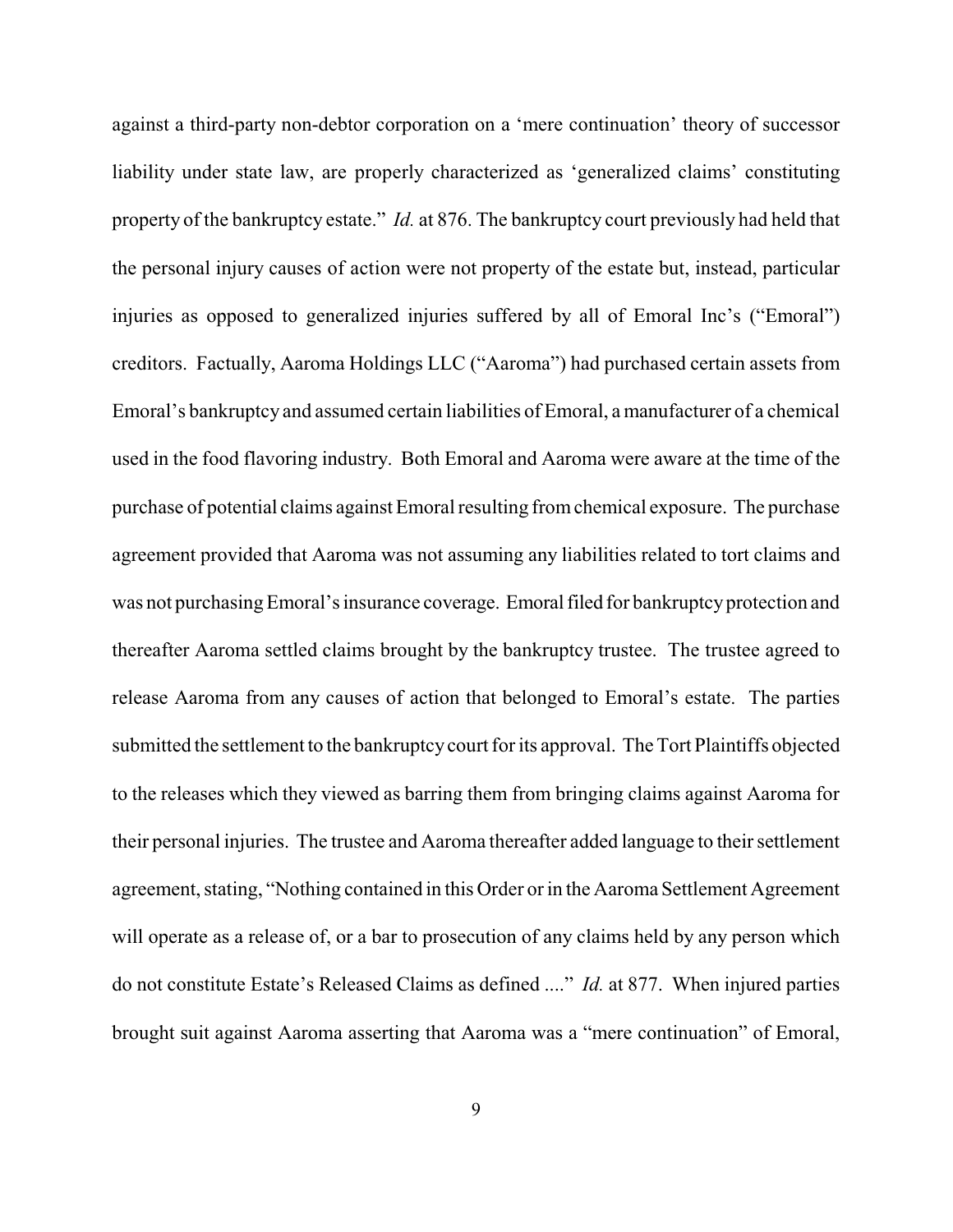against a third-party non-debtor corporation on a 'mere continuation' theory of successor liability under state law, are properly characterized as 'generalized claims' constituting property of the bankruptcy estate." *Id.* at 876. The bankruptcy court previously had held that the personal injury causes of action were not property of the estate but, instead, particular injuries as opposed to generalized injuries suffered by all of Emoral Inc's ("Emoral") creditors. Factually, Aaroma Holdings LLC ("Aaroma") had purchased certain assets from Emoral's bankruptcy and assumed certain liabilities of Emoral, a manufacturer of a chemical used in the food flavoring industry. Both Emoral and Aaroma were aware at the time of the purchase of potential claims against Emoral resulting from chemical exposure. The purchase agreement provided that Aaroma was not assuming any liabilities related to tort claims and was not purchasing Emoral's insurance coverage. Emoral filed for bankruptcy protection and thereafter Aaroma settled claims brought by the bankruptcy trustee. The trustee agreed to release Aaroma from any causes of action that belonged to Emoral's estate. The parties submitted the settlement to the bankruptcy court for its approval. The Tort Plaintiffs objected to the releases which they viewed as barring them from bringing claims against Aaroma for their personal injuries. The trustee and Aaroma thereafter added language to their settlement agreement, stating, "Nothing contained in this Order or in the Aaroma Settlement Agreement will operate as a release of, or a bar to prosecution of any claims held by any person which do not constitute Estate's Released Claims as defined ...." *Id.* at 877. When injured parties brought suit against Aaroma asserting that Aaroma was a "mere continuation" of Emoral,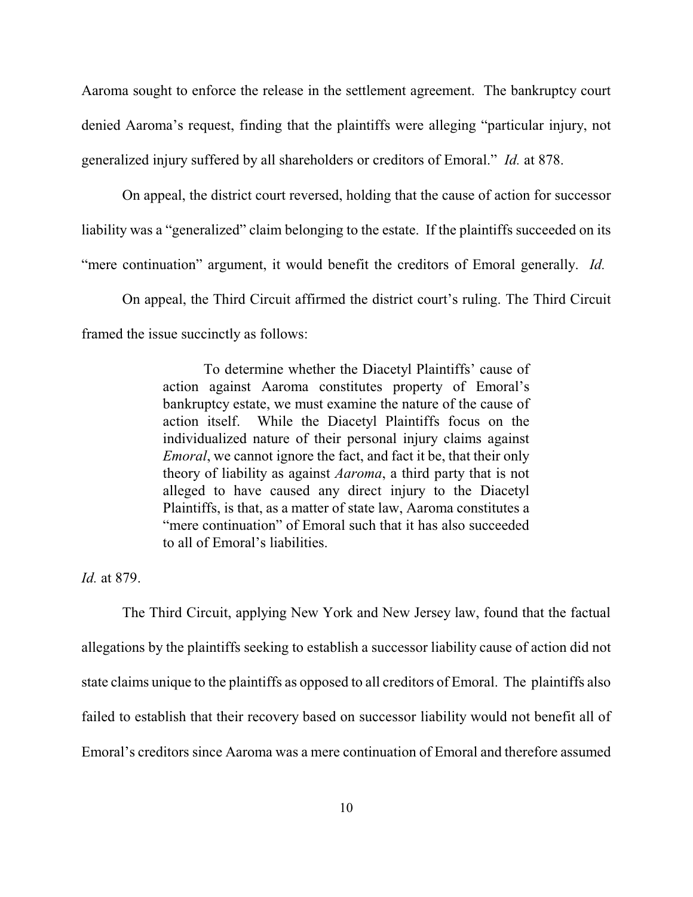Aaroma sought to enforce the release in the settlement agreement. The bankruptcy court denied Aaroma's request, finding that the plaintiffs were alleging "particular injury, not generalized injury suffered by all shareholders or creditors of Emoral." *Id.* at 878.

On appeal, the district court reversed, holding that the cause of action for successor liability was a "generalized" claim belonging to the estate. If the plaintiffs succeeded on its "mere continuation" argument, it would benefit the creditors of Emoral generally. *Id.*

On appeal, the Third Circuit affirmed the district court's ruling. The Third Circuit framed the issue succinctly as follows:

> To determine whether the Diacetyl Plaintiffs' cause of action against Aaroma constitutes property of Emoral's bankruptcy estate, we must examine the nature of the cause of action itself. While the Diacetyl Plaintiffs focus on the individualized nature of their personal injury claims against *Emoral*, we cannot ignore the fact, and fact it be, that their only theory of liability as against *Aaroma*, a third party that is not alleged to have caused any direct injury to the Diacetyl Plaintiffs, is that, as a matter of state law, Aaroma constitutes a "mere continuation" of Emoral such that it has also succeeded to all of Emoral's liabilities.

*Id.* at 879.

The Third Circuit, applying New York and New Jersey law, found that the factual allegations by the plaintiffs seeking to establish a successor liability cause of action did not state claims unique to the plaintiffs as opposed to all creditors of Emoral. The plaintiffs also failed to establish that their recovery based on successor liability would not benefit all of Emoral's creditors since Aaroma was a mere continuation of Emoral and therefore assumed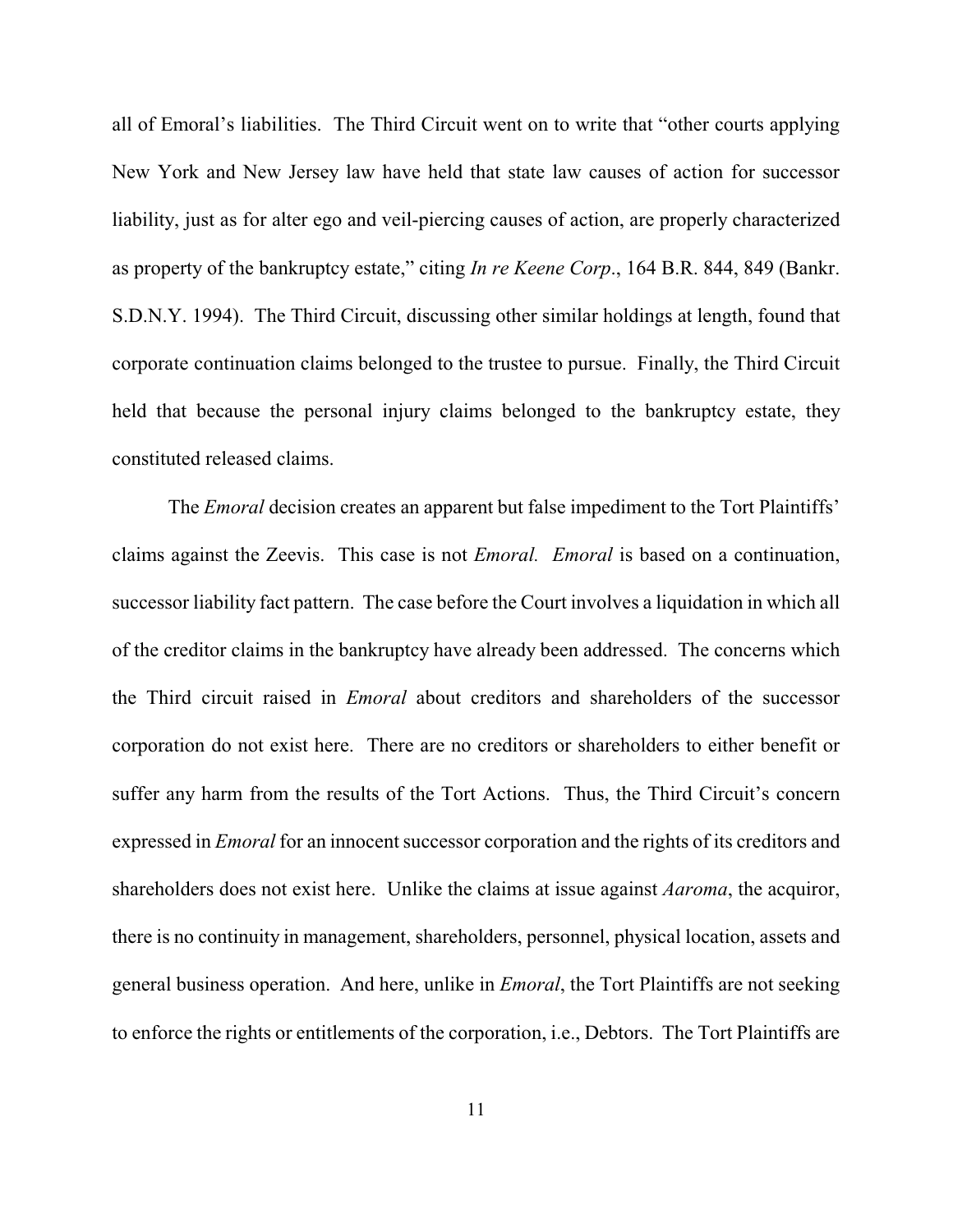all of Emoral's liabilities. The Third Circuit went on to write that "other courts applying New York and New Jersey law have held that state law causes of action for successor liability, just as for alter ego and veil-piercing causes of action, are properly characterized as property of the bankruptcy estate," citing *In re Keene Corp*., 164 B.R. 844, 849 (Bankr. S.D.N.Y. 1994). The Third Circuit, discussing other similar holdings at length, found that corporate continuation claims belonged to the trustee to pursue. Finally, the Third Circuit held that because the personal injury claims belonged to the bankruptcy estate, they constituted released claims.

The *Emoral* decision creates an apparent but false impediment to the Tort Plaintiffs' claims against the Zeevis. This case is not *Emoral. Emoral* is based on a continuation, successor liability fact pattern. The case before the Court involves a liquidation in which all of the creditor claims in the bankruptcy have already been addressed. The concerns which the Third circuit raised in *Emoral* about creditors and shareholders of the successor corporation do not exist here. There are no creditors or shareholders to either benefit or suffer any harm from the results of the Tort Actions. Thus, the Third Circuit's concern expressed in *Emoral* for an innocent successor corporation and the rights of its creditors and shareholders does not exist here. Unlike the claims at issue against *Aaroma*, the acquiror, there is no continuity in management, shareholders, personnel, physical location, assets and general business operation. And here, unlike in *Emoral*, the Tort Plaintiffs are not seeking to enforce the rights or entitlements of the corporation, i.e., Debtors. The Tort Plaintiffs are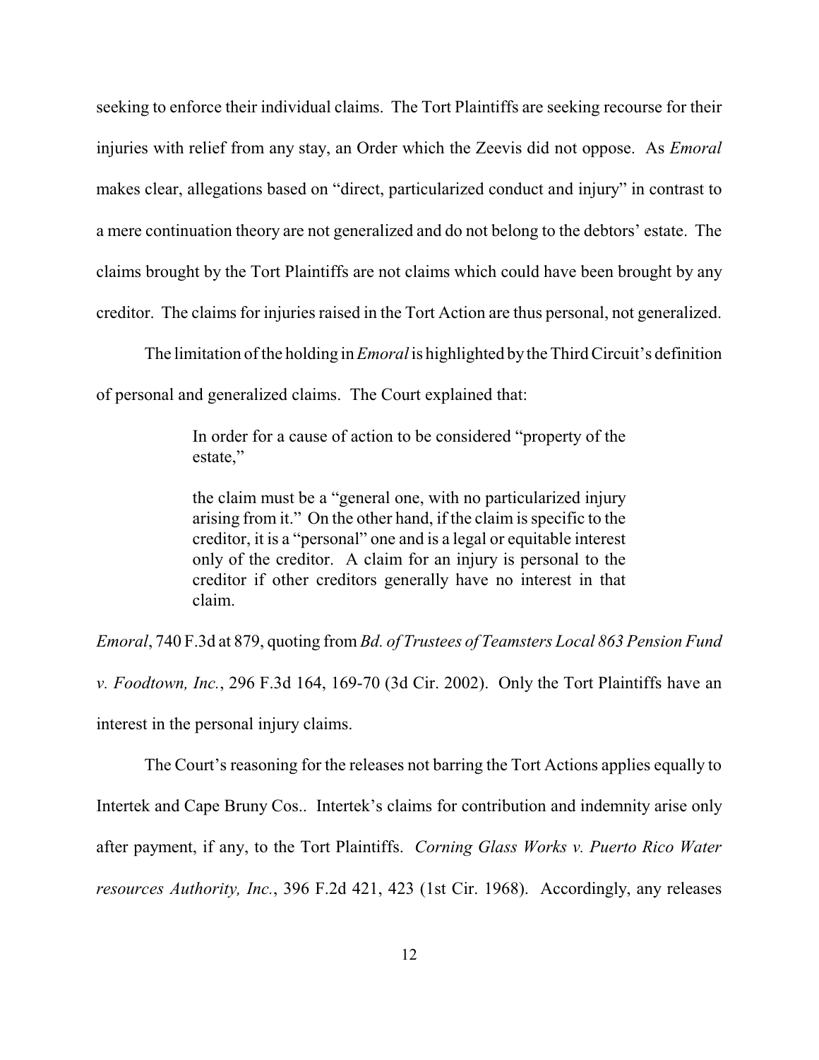seeking to enforce their individual claims. The Tort Plaintiffs are seeking recourse for their injuries with relief from any stay, an Order which the Zeevis did not oppose. As *Emoral* makes clear, allegations based on "direct, particularized conduct and injury" in contrast to a mere continuation theory are not generalized and do not belong to the debtors' estate. The claims brought by the Tort Plaintiffs are not claims which could have been brought by any creditor. The claims for injuries raised in the Tort Action are thus personal, not generalized.

The limitation of the holding in *Emoral* is highlighted by the Third Circuit's definition of personal and generalized claims. The Court explained that:

> In order for a cause of action to be considered "property of the estate,"
>
> the claim must be a "general one, with no particularized injury arising from it." On the other hand, if the claim is specific to the creditor, it is a "personal" one and is a legal or equitable interest only of the creditor. A claim for an injury is personal to the creditor if other creditors generally have no interest in that claim.

*Emoral*, 740 F.3d at 879, quoting from *Bd. of Trustees of Teamsters Local 863 Pension Fund v. Foodtown, Inc.*, 296 F.3d 164, 169-70 (3d Cir. 2002). Only the Tort Plaintiffs have an interest in the personal injury claims.

The Court's reasoning for the releases not barring the Tort Actions applies equally to Intertek and Cape Bruny Cos.. Intertek's claims for contribution and indemnity arise only after payment, if any, to the Tort Plaintiffs. *Corning Glass Works v. Puerto Rico Water resources Authority, Inc.*, 396 F.2d 421, 423 (1st Cir. 1968). Accordingly, any releases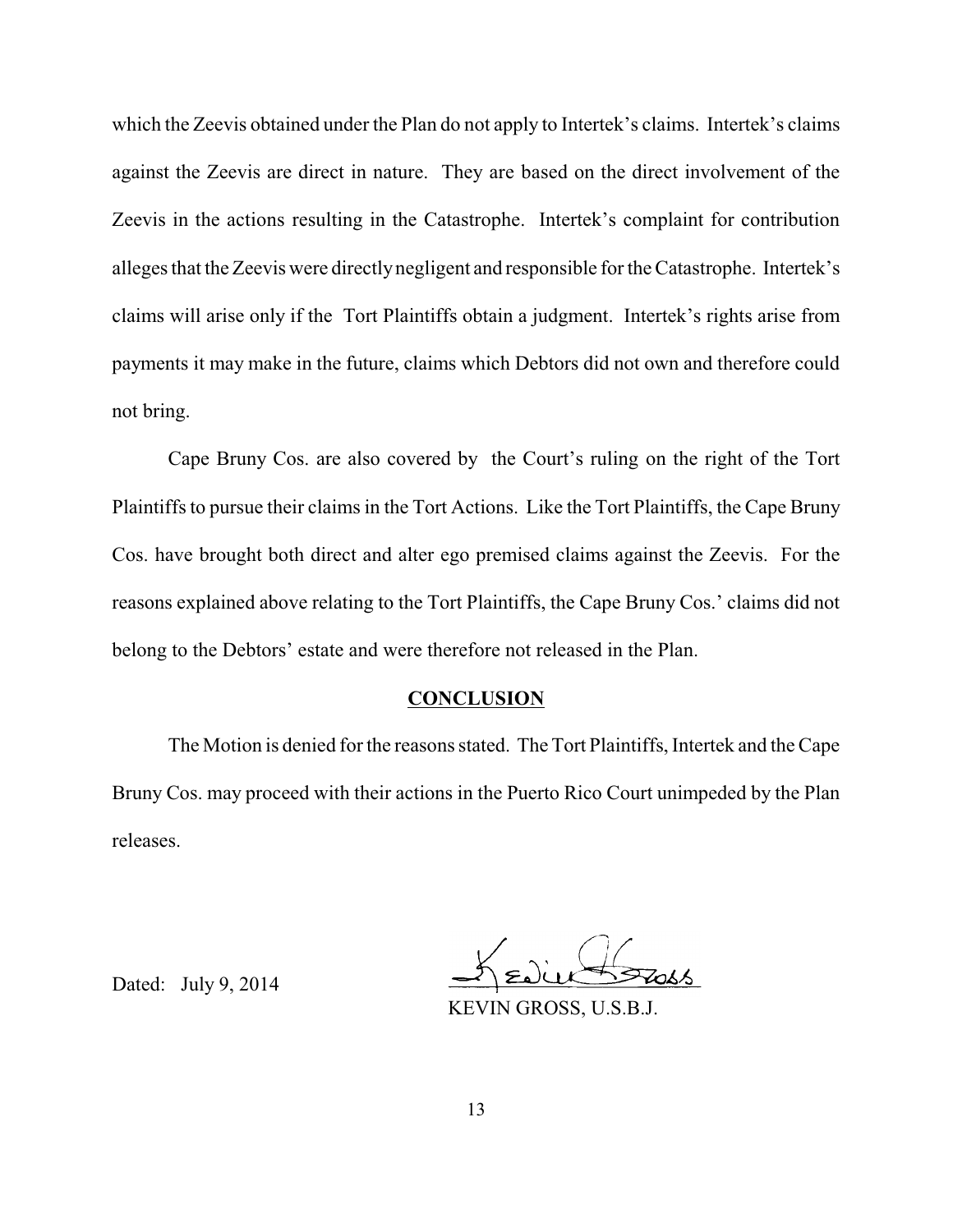which the Zeevis obtained under the Plan do not apply to Intertek's claims. Intertek's claims against the Zeevis are direct in nature. They are based on the direct involvement of the Zeevis in the actions resulting in the Catastrophe. Intertek's complaint for contribution alleges that the Zeevis were directly negligent and responsible for the Catastrophe. Intertek's claims will arise only if the Tort Plaintiffs obtain a judgment. Intertek's rights arise from payments it may make in the future, claims which Debtors did not own and therefore could not bring.

Cape Bruny Cos. are also covered by the Court's ruling on the right of the Tort Plaintiffs to pursue their claims in the Tort Actions. Like the Tort Plaintiffs, the Cape Bruny Cos. have brought both direct and alter ego premised claims against the Zeevis. For the reasons explained above relating to the Tort Plaintiffs, the Cape Bruny Cos.' claims did not belong to the Debtors' estate and were therefore not released in the Plan.

## CONCLUSION

The Motion is denied for the reasons stated. The Tort Plaintiffs, Intertek and the Cape Bruny Cos. may proceed with their actions in the Puerto Rico Court unimpeded by the Plan releases.

Dated: July 9, 2014

KEVIN GROSS, U.S.B.J.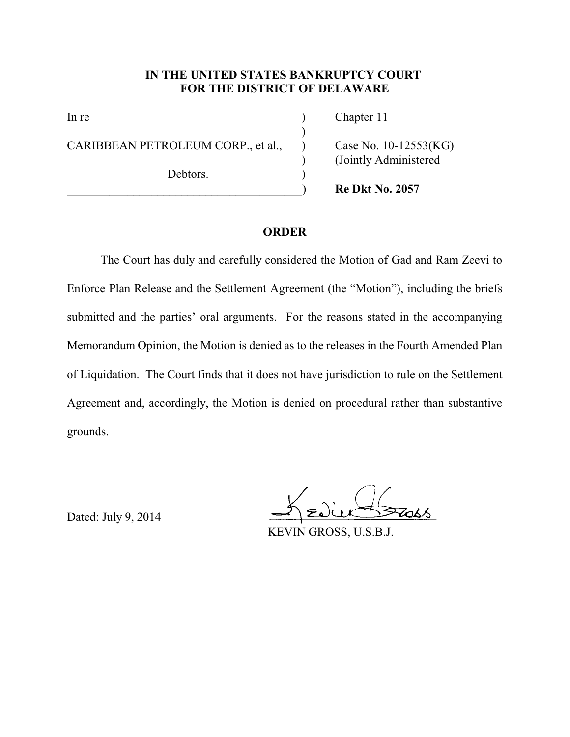**IN THE UNITED STATES BANKRUPTCY COURT**
**FOR THE DISTRICT OF DELAWARE**

| | | |
|---|---|---|
| In re | ) | Chapter 11 |
| | ) | |
| CARIBBEAN PETROLEUM CORP., et al., | ) | Case No. 10-12553(KG) |
| | ) | (Jointly Administered |
| Debtors. | ) | |
| ________________________________________ | ) | **Re Dkt No. 2057** |

**ORDER**

The Court has duly and carefully considered the Motion of Gad and Ram Zeevi to Enforce Plan Release and the Settlement Agreement (the "Motion"), including the briefs submitted and the parties' oral arguments. For the reasons stated in the accompanying Memorandum Opinion, the Motion is denied as to the releases in the Fourth Amended Plan of Liquidation. The Court finds that it does not have jurisdiction to rule on the Settlement Agreement and, accordingly, the Motion is denied on procedural rather than substantive grounds.

Dated: July 9, 2014

KEVIN GROSS, U.S.B.J.